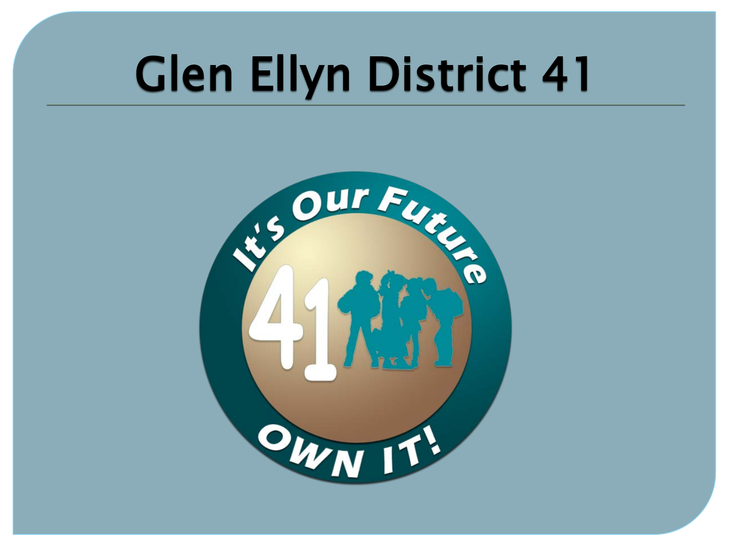# Glen Ellyn District 41

It's Our Future

41

OWN IT!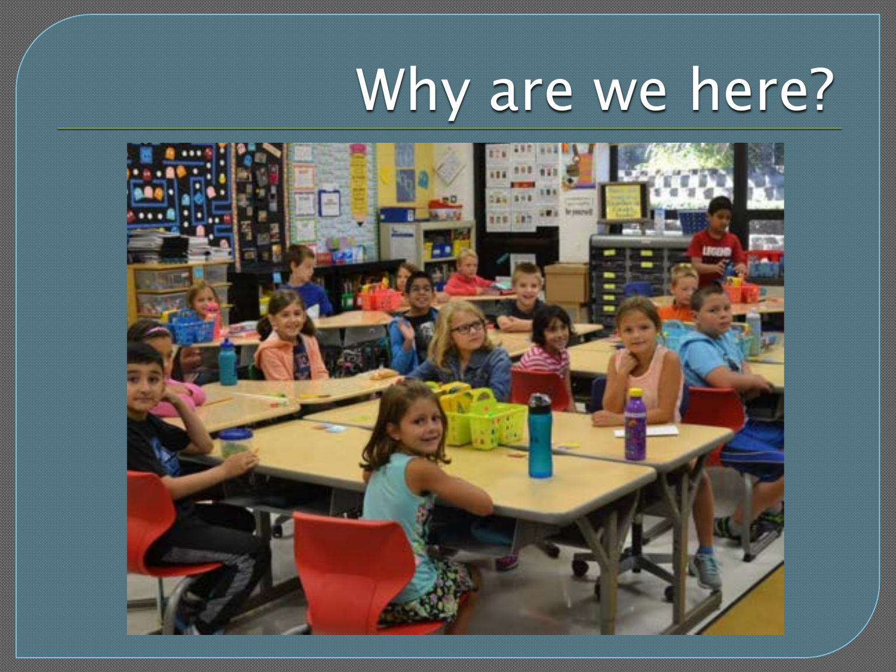# Why are we here?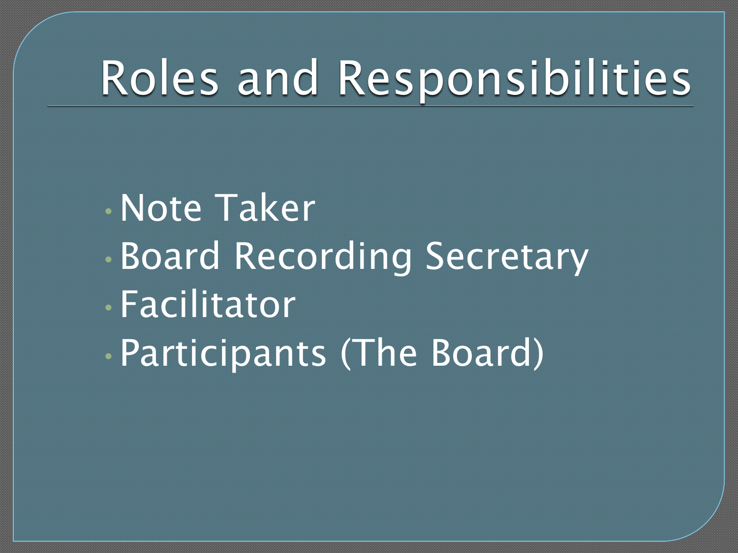# Roles and Responsibilities

- Note Taker
- Board Recording Secretary
- Facilitator
- Participants (The Board)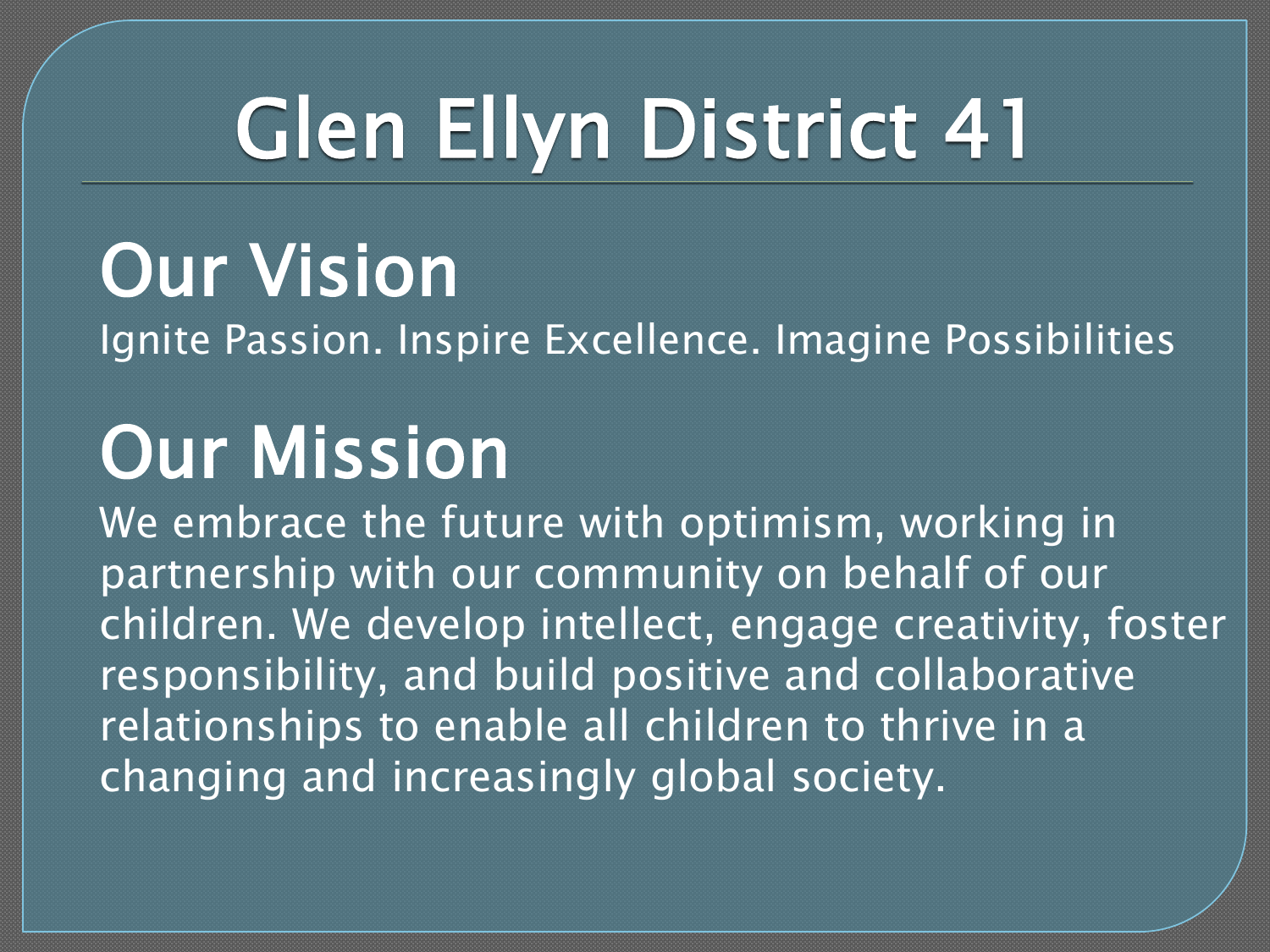# Glen Ellyn District 41

## Our Vision

Ignite Passion. Inspire Excellence. Imagine Possibilities

## Our Mission

We embrace the future with optimism, working in partnership with our community on behalf of our children. We develop intellect, engage creativity, foster responsibility, and build positive and collaborative relationships to enable all children to thrive in a changing and increasingly global society.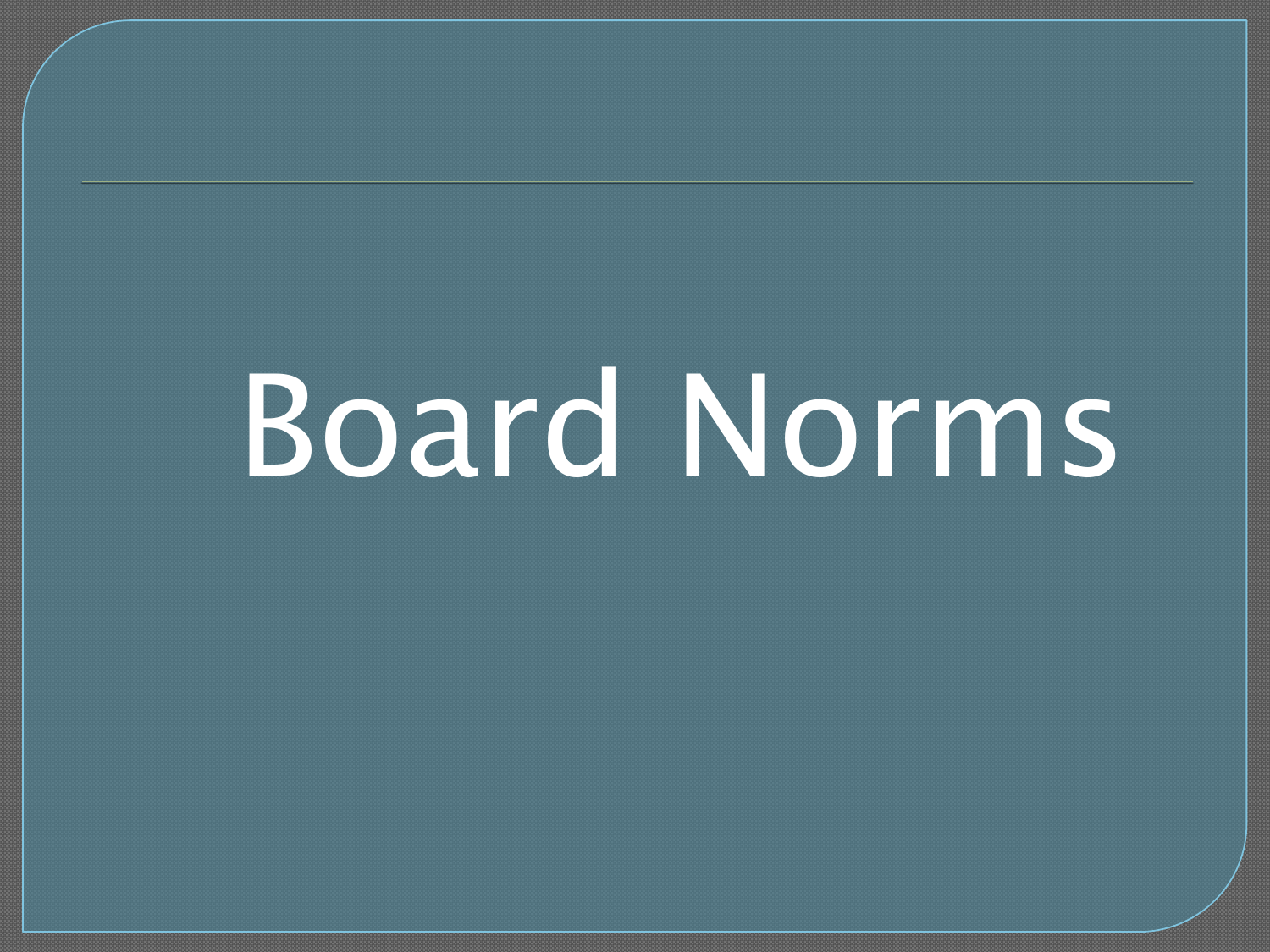# Board Norms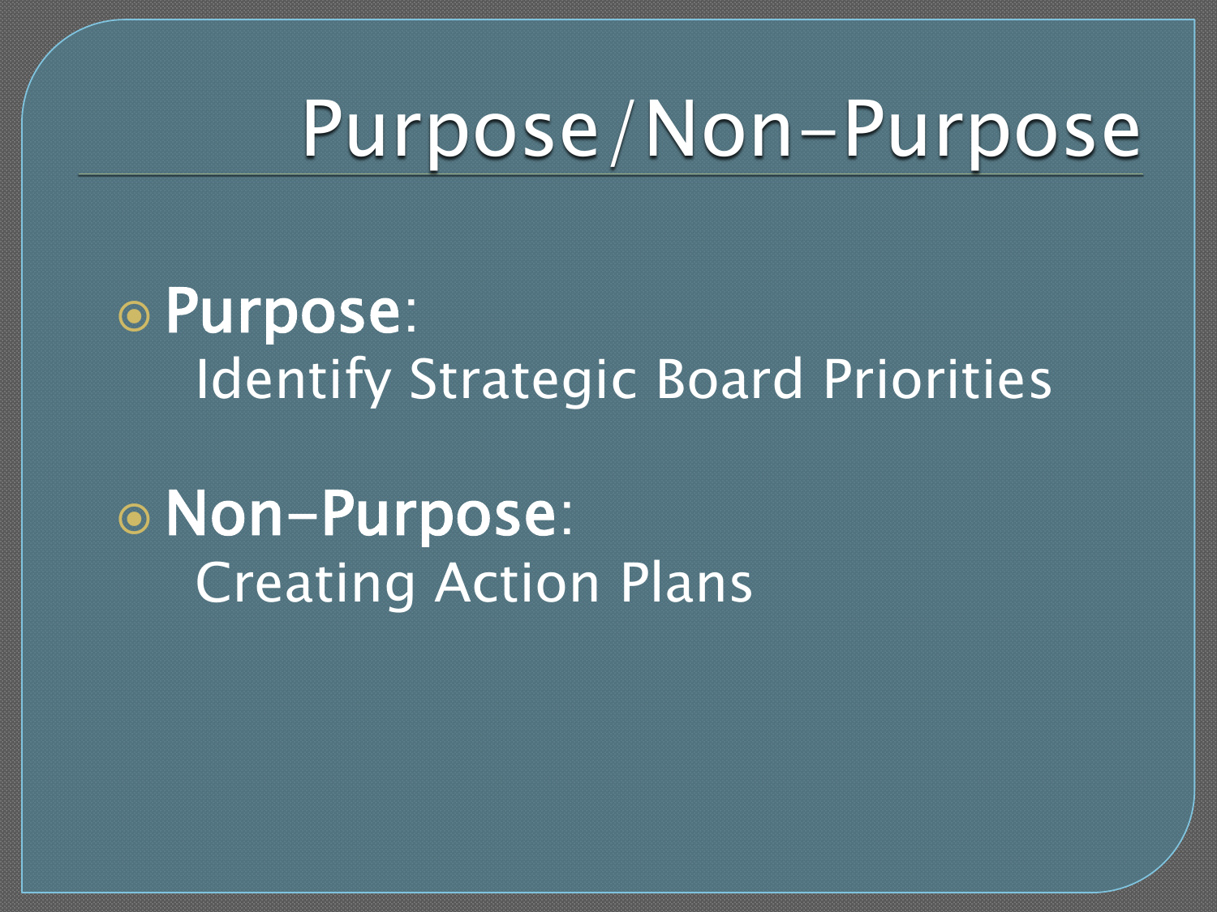# Purpose/Non-Purpose

- **Purpose**:
  Identify Strategic Board Priorities

- **Non-Purpose**:
  Creating Action Plans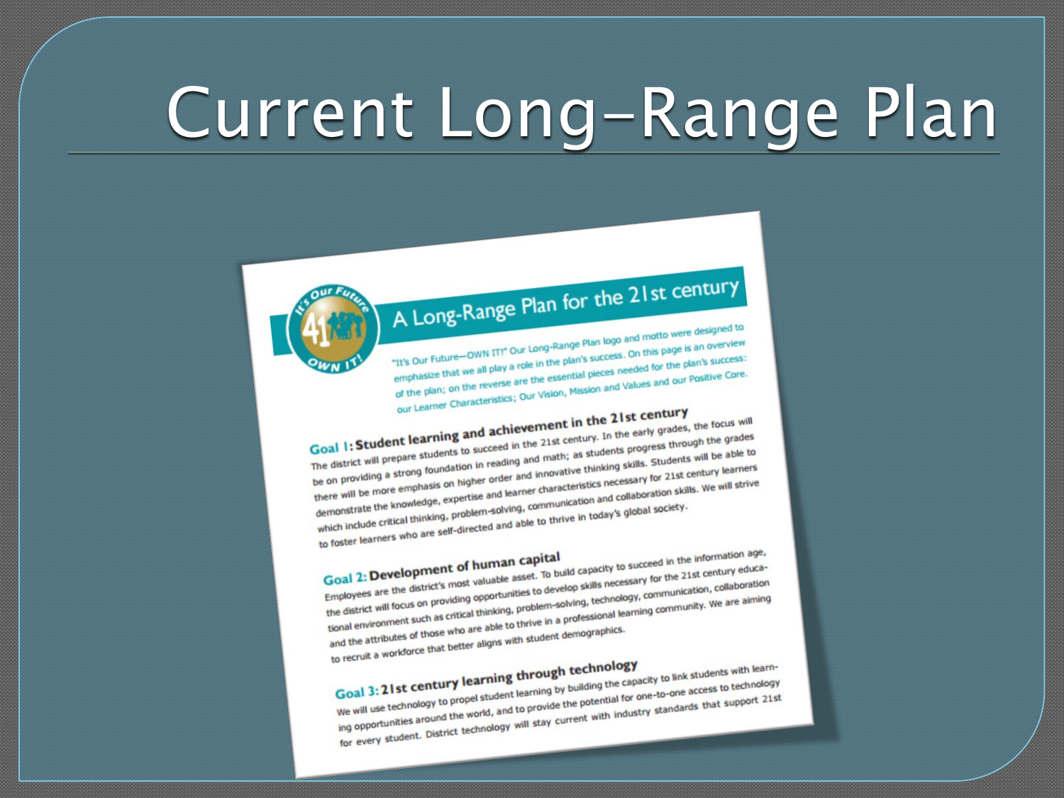# Current Long-Range Plan

## A Long-Range Plan for the 21st century

"It's Our Future—OWN IT!" Our Long-Range Plan logo and motto were designed to emphasize that we all play a role in the plan's success. On this page is an overview of the plan; on the reverse are the essential pieces needed for the plan's success: our Learner Characteristics; Our Vision, Mission and Values and our Positive Core.

### Goal 1: Student learning and achievement in the 21st century

The district will prepare students to succeed in the 21st century. In the early grades, the focus will be on providing a strong foundation in reading and math; as students progress through the grades there will be more emphasis on higher order and innovative thinking skills. Students will be able to demonstrate the knowledge, expertise and learner characteristics necessary for 21st century learners which include critical thinking, problem-solving, communication and collaboration skills. We will strive to foster learners who are self-directed and able to thrive in today's global society.

### Goal 2: Development of human capital

Employees are the district's most valuable asset. To build capacity to succeed in the information age, the district will focus on providing opportunities to develop skills necessary for the 21st century educational environment such as critical thinking, problem-solving, technology, communication, collaboration and the attributes of those who are able to thrive in a professional learning community. We are aiming to recruit a workforce that better aligns with student demographics.

### Goal 3: 21st century learning through technology

We will use technology to propel student learning by building the capacity to link students with learning opportunities around the world, and to provide the potential for one-to-one access to technology for every student. District technology will stay current with industry standards that support 21st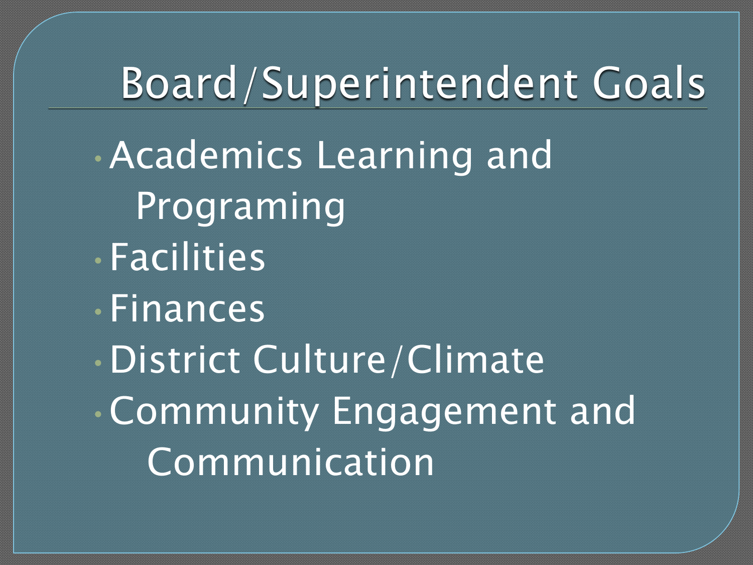# Board/Superintendent Goals

- Academics Learning and Programing
- Facilities
- Finances
- District Culture/Climate
- Community Engagement and Communication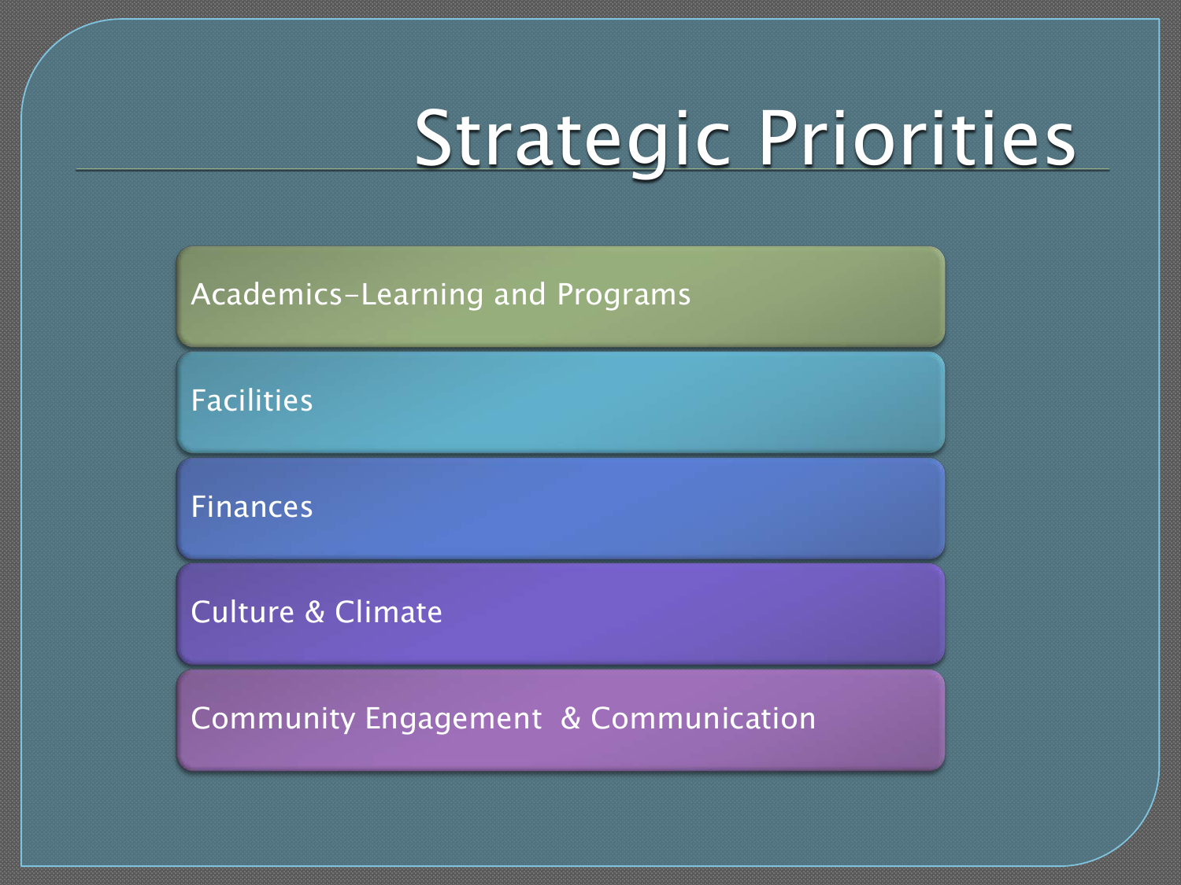# Strategic Priorities

- Academics-Learning and Programs
- Facilities
- Finances
- Culture & Climate
- Community Engagement & Communication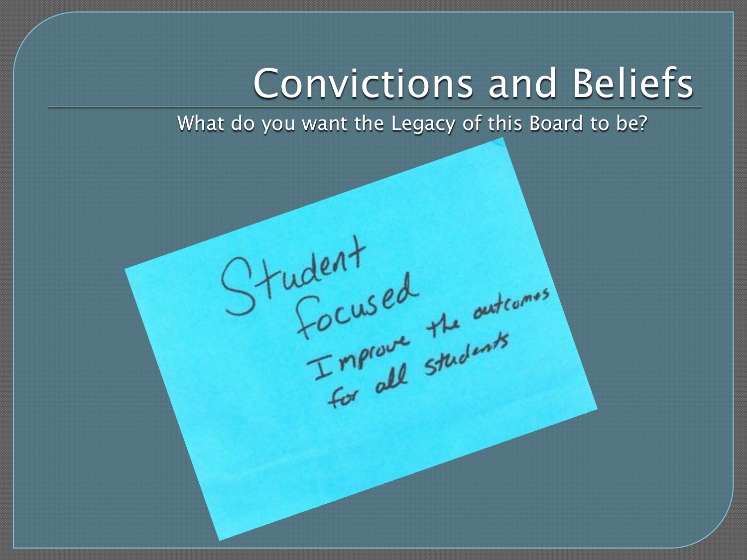# Convictions and Beliefs

What do you want the Legacy of this Board to be?

Student focused

Improve the outcomes for all students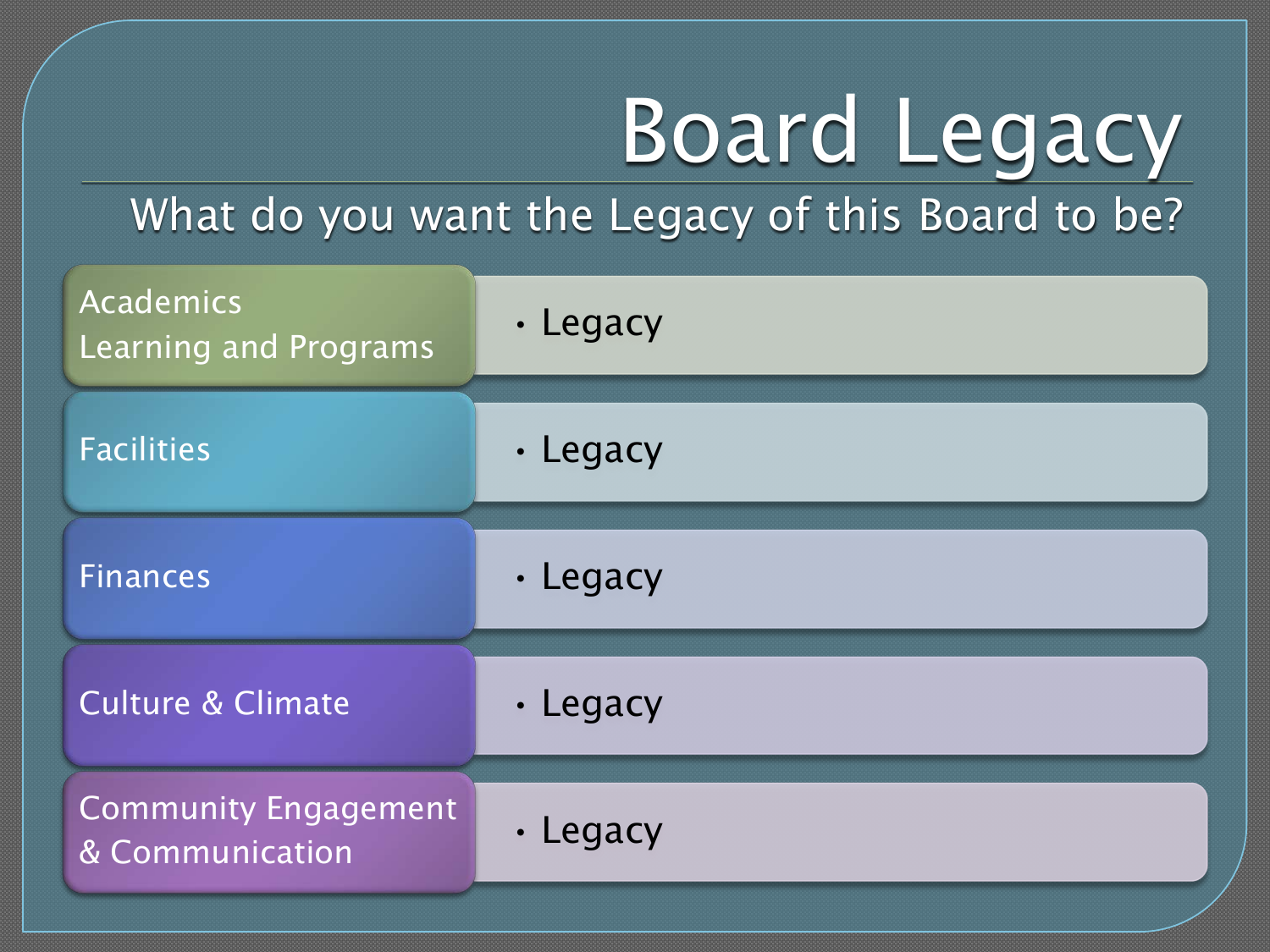# Board Legacy

## What do you want the Legacy of this Board to be?

| Area | Legacy |
|---|---|
| Academics<br>Learning and Programs | • Legacy |
| Facilities | • Legacy |
| Finances | • Legacy |
| Culture & Climate | • Legacy |
| Community Engagement & Communication | • Legacy |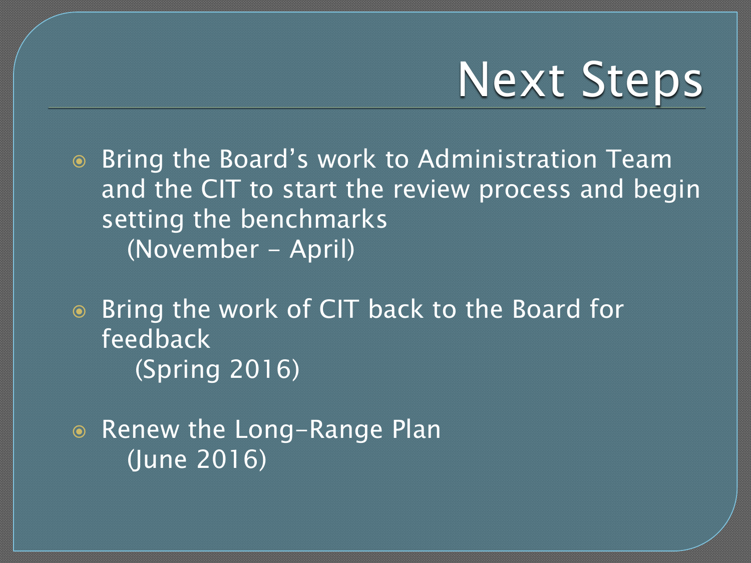# Next Steps

- Bring the Board's work to Administration Team and the CIT to start the review process and begin setting the benchmarks
  (November - April)

- Bring the work of CIT back to the Board for feedback
  (Spring 2016)

- Renew the Long-Range Plan
  (June 2016)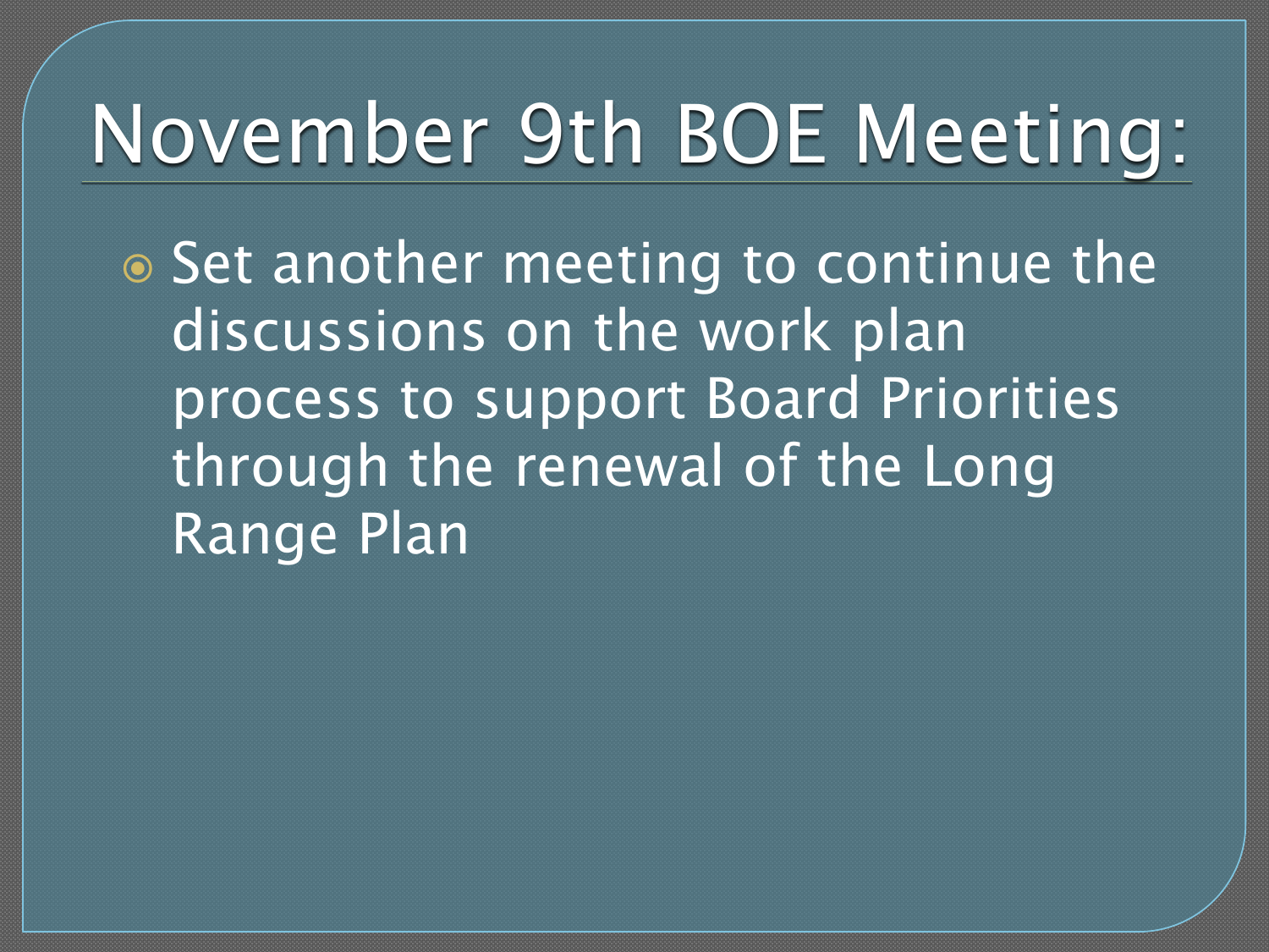# November 9th BOE Meeting:

- Set another meeting to continue the discussions on the work plan process to support Board Priorities through the renewal of the Long Range Plan